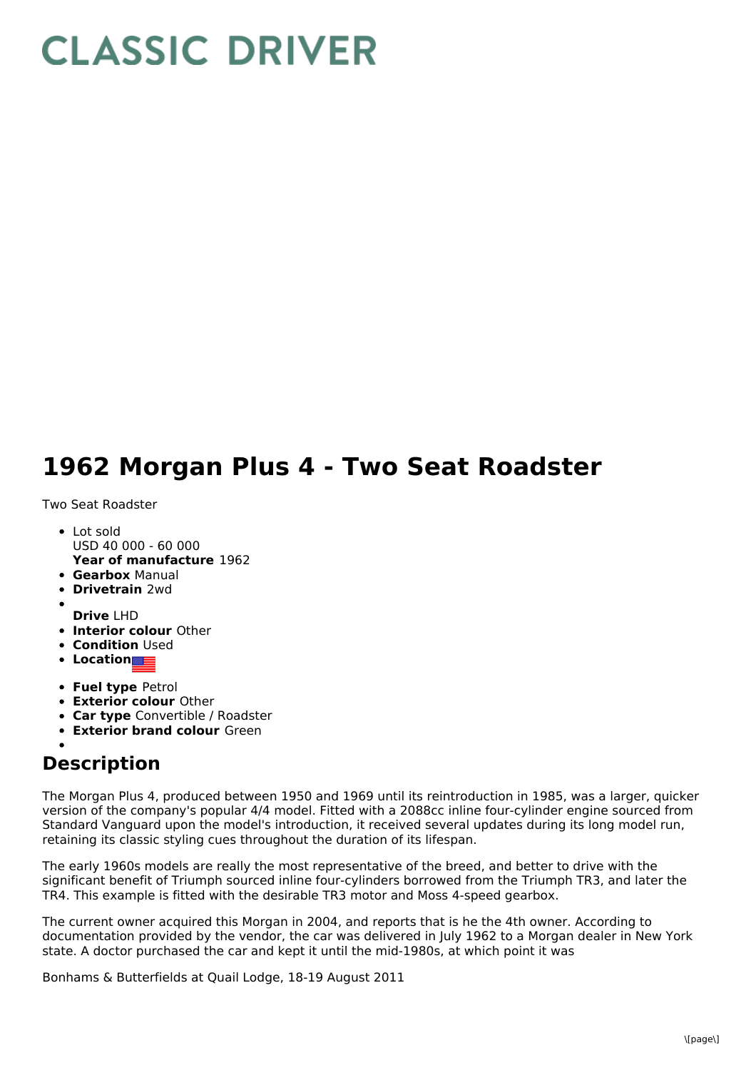# CLASSIC DRIVER

# 1962 Morgan Plus 4 - Two Seat Roadster

Two Seat Roadster

- Lot sold
  USD 40 000 - 60 000
  **Year of manufacture** 1962
- **Gearbox** Manual
- **Drivetrain** 2wd
- 
  **Drive** LHD
- **Interior colour** Other
- **Condition** Used
- **Location**
- **Fuel type** Petrol
- **Exterior colour** Other
- **Car type** Convertible / Roadster
- **Exterior brand colour** Green
- 

## Description

The Morgan Plus 4, produced between 1950 and 1969 until its reintroduction in 1985, was a larger, quicker version of the company's popular 4/4 model. Fitted with a 2088cc inline four-cylinder engine sourced from Standard Vanguard upon the model's introduction, it received several updates during its long model run, retaining its classic styling cues throughout the duration of its lifespan.

The early 1960s models are really the most representative of the breed, and better to drive with the significant benefit of Triumph sourced inline four-cylinders borrowed from the Triumph TR3, and later the TR4. This example is fitted with the desirable TR3 motor and Moss 4-speed gearbox.

The current owner acquired this Morgan in 2004, and reports that is he the 4th owner. According to documentation provided by the vendor, the car was delivered in July 1962 to a Morgan dealer in New York state. A doctor purchased the car and kept it until the mid-1980s, at which point it was

Bonhams & Butterfields at Quail Lodge, 18-19 August 2011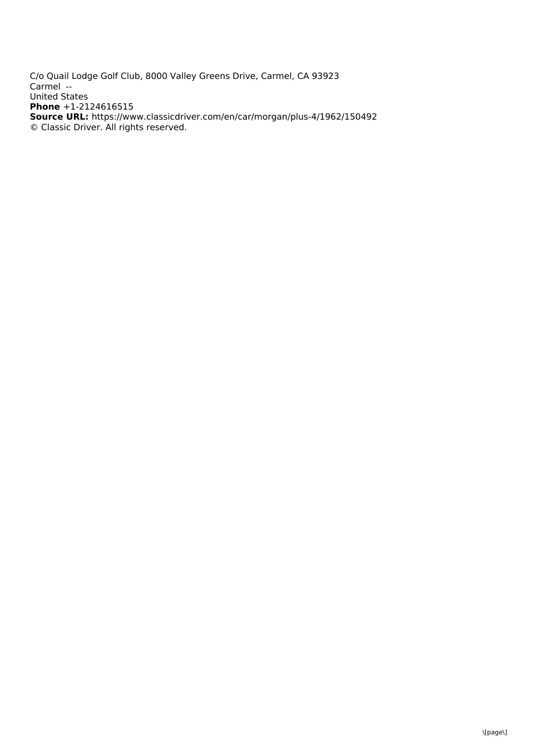C/o Quail Lodge Golf Club, 8000 Valley Greens Drive, Carmel, CA 93923
Carmel --
United States
**Phone** +1-2124616515
**Source URL:** https://www.classicdriver.com/en/car/morgan/plus-4/1962/150492
© Classic Driver. All rights reserved.